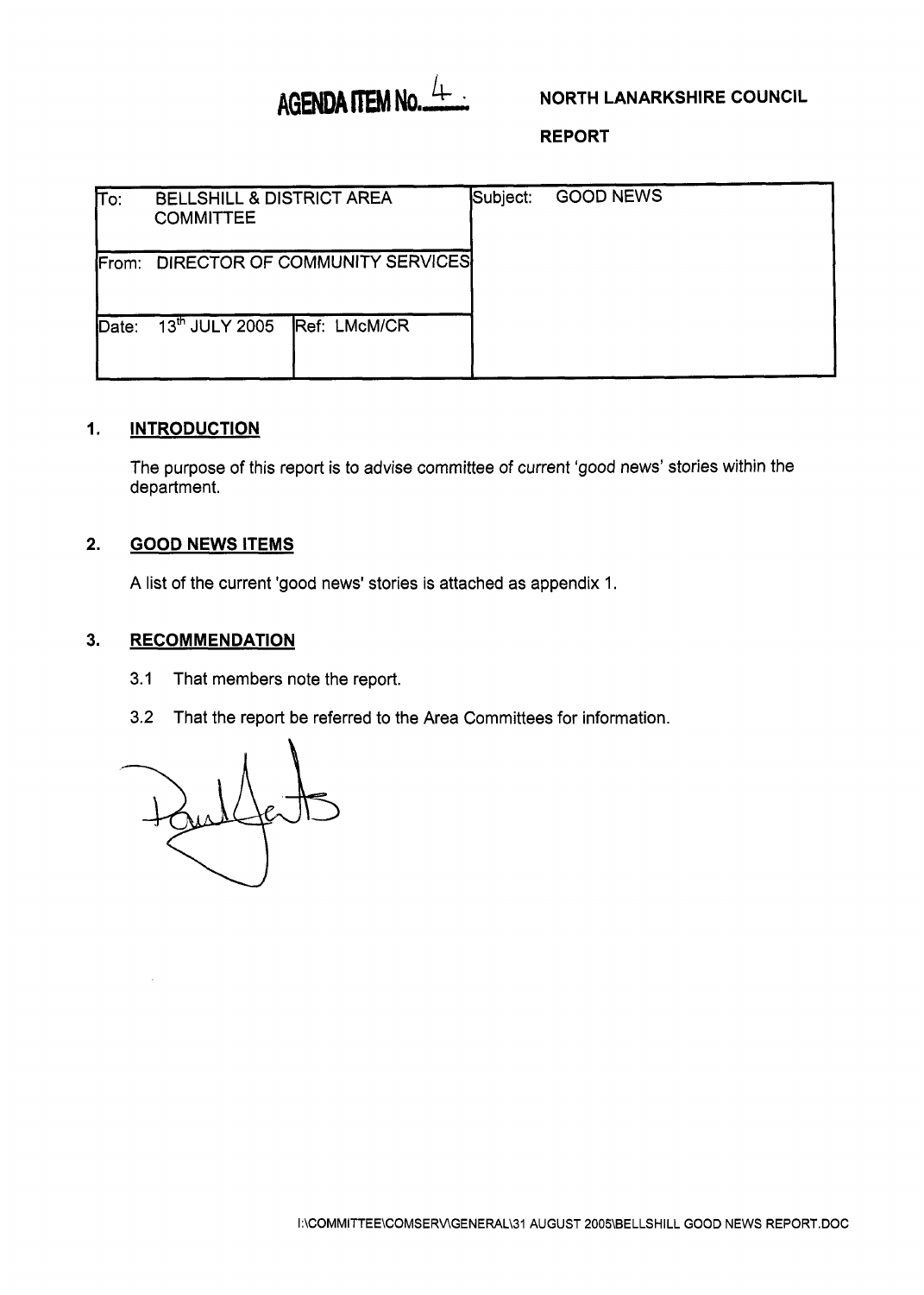**AGENDA ITEM No. 4**

**NORTH LANARKSHIRE COUNCIL**

**REPORT**

| To: BELLSHILL & DISTRICT AREA COMMITTEE | | Subject: GOOD NEWS |
| --- | --- | --- |
| From: DIRECTOR OF COMMUNITY SERVICES | | |
| Date: 13th JULY 2005 | Ref: LMcM/CR | |

## 1. INTRODUCTION

The purpose of this report is to advise committee of current 'good news' stories within the department.

## 2. GOOD NEWS ITEMS

A list of the current 'good news' stories is attached as appendix 1.

## 3. RECOMMENDATION

3.1 That members note the report.

3.2 That the report be referred to the Area Committees for information.

I:\COMMITTEE\COMSERV\GENERAL\31 AUGUST 2005\BELLSHILL GOOD NEWS REPORT.DOC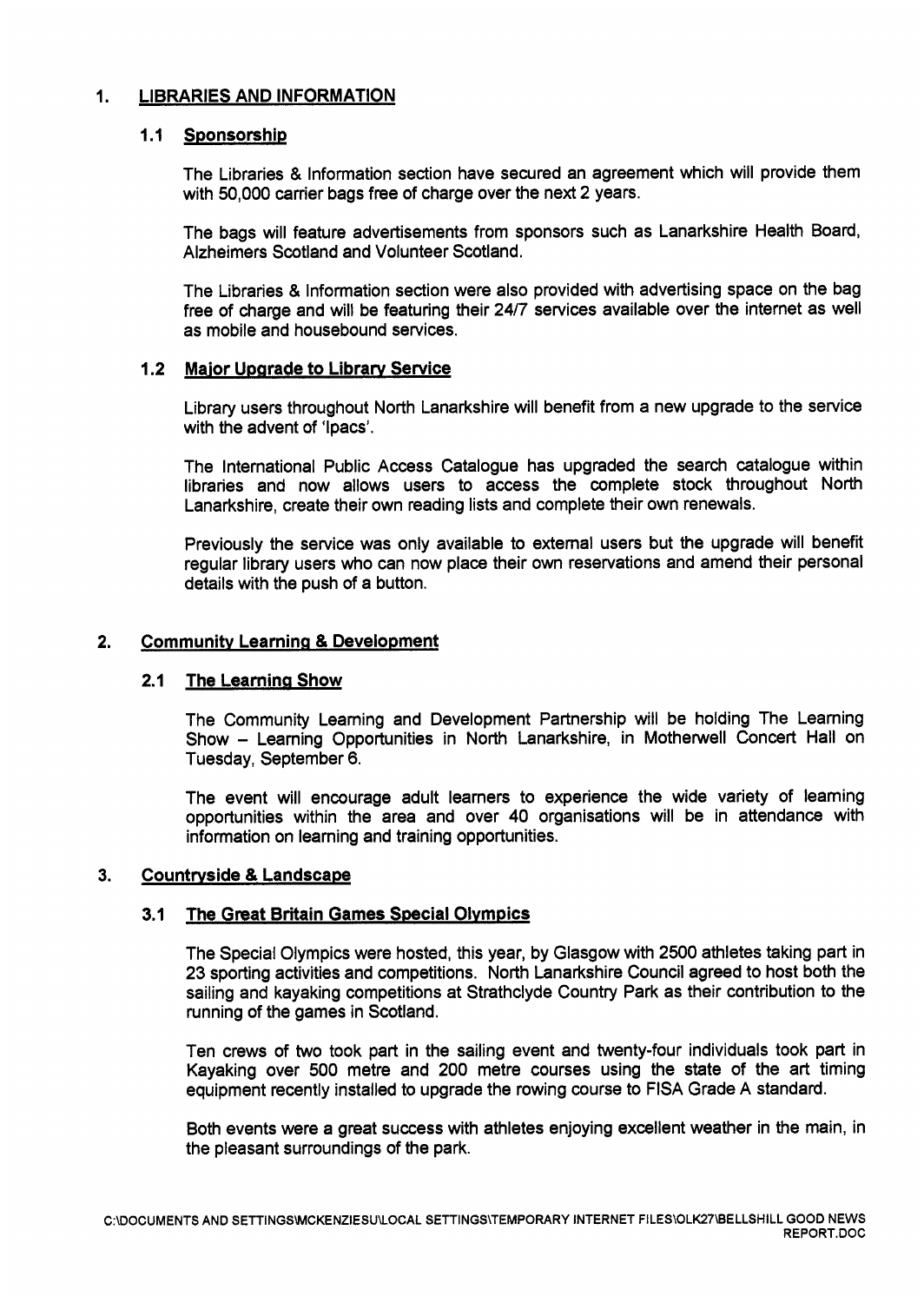## 1. LIBRARIES AND INFORMATION

### 1.1 Sponsorship

The Libraries & Information section have secured an agreement which will provide them with 50,000 carrier bags free of charge over the next 2 years.

The bags will feature advertisements from sponsors such as Lanarkshire Health Board, Alzheimers Scotland and Volunteer Scotland.

The Libraries & Information section were also provided with advertising space on the bag free of charge and will be featuring their 24/7 services available over the internet as well as mobile and housebound services.

### 1.2 Major Upgrade to Library Service

Library users throughout North Lanarkshire will benefit from a new upgrade to the service with the advent of 'Ipacs'.

The International Public Access Catalogue has upgraded the search catalogue within libraries and now allows users to access the complete stock throughout North Lanarkshire, create their own reading lists and complete their own renewals.

Previously the service was only available to external users but the upgrade will benefit regular library users who can now place their own reservations and amend their personal details with the push of a button.

## 2. Community Learning & Development

### 2.1 The Learning Show

The Community Learning and Development Partnership will be holding The Learning Show – Learning Opportunities in North Lanarkshire, in Motherwell Concert Hall on Tuesday, September 6.

The event will encourage adult learners to experience the wide variety of learning opportunities within the area and over 40 organisations will be in attendance with information on learning and training opportunities.

## 3. Countryside & Landscape

### 3.1 The Great Britain Games Special Olympics

The Special Olympics were hosted, this year, by Glasgow with 2500 athletes taking part in 23 sporting activities and competitions. North Lanarkshire Council agreed to host both the sailing and kayaking competitions at Strathclyde Country Park as their contribution to the running of the games in Scotland.

Ten crews of two took part in the sailing event and twenty-four individuals took part in Kayaking over 500 metre and 200 metre courses using the state of the art timing equipment recently installed to upgrade the rowing course to FISA Grade A standard.

Both events were a great success with athletes enjoying excellent weather in the main, in the pleasant surroundings of the park.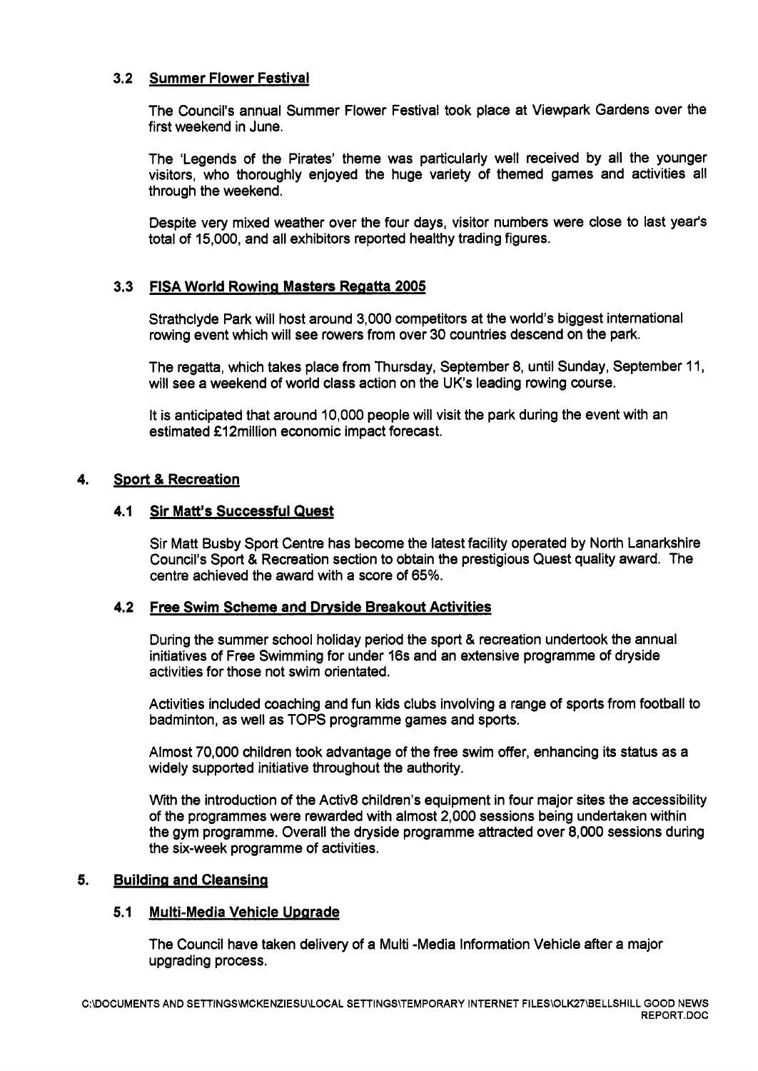### 3.2 Summer Flower Festival

The Council's annual Summer Flower Festival took place at Viewpark Gardens over the first weekend in June.

The 'Legends of the Pirates' theme was particularly well received by all the younger visitors, who thoroughly enjoyed the huge variety of themed games and activities all through the weekend.

Despite very mixed weather over the four days, visitor numbers were close to last year's total of 15,000, and all exhibitors reported healthy trading figures.

### 3.3 FISA World Rowing Masters Regatta 2005

Strathclyde Park will host around 3,000 competitors at the world's biggest international rowing event which will see rowers from over 30 countries descend on the park.

The regatta, which takes place from Thursday, September 8, until Sunday, September 11, will see a weekend of world class action on the UK's leading rowing course.

It is anticipated that around 10,000 people will visit the park during the event with an estimated £12million economic impact forecast.

## 4. Sport & Recreation

### 4.1 Sir Matt's Successful Quest

Sir Matt Busby Sport Centre has become the latest facility operated by North Lanarkshire Council's Sport & Recreation section to obtain the prestigious Quest quality award. The centre achieved the award with a score of 65%.

### 4.2 Free Swim Scheme and Dryside Breakout Activities

During the summer school holiday period the sport & recreation undertook the annual initiatives of Free Swimming for under 16s and an extensive programme of dryside activities for those not swim orientated.

Activities included coaching and fun kids clubs involving a range of sports from football to badminton, as well as TOPS programme games and sports.

Almost 70,000 children took advantage of the free swim offer, enhancing its status as a widely supported initiative throughout the authority.

With the introduction of the Activ8 children's equipment in four major sites the accessibility of the programmes were rewarded with almost 2,000 sessions being undertaken within the gym programme. Overall the dryside programme attracted over 8,000 sessions during the six-week programme of activities.

## 5. Building and Cleansing

### 5.1 Multi-Media Vehicle Upgrade

The Council have taken delivery of a Multi -Media Information Vehicle after a major upgrading process.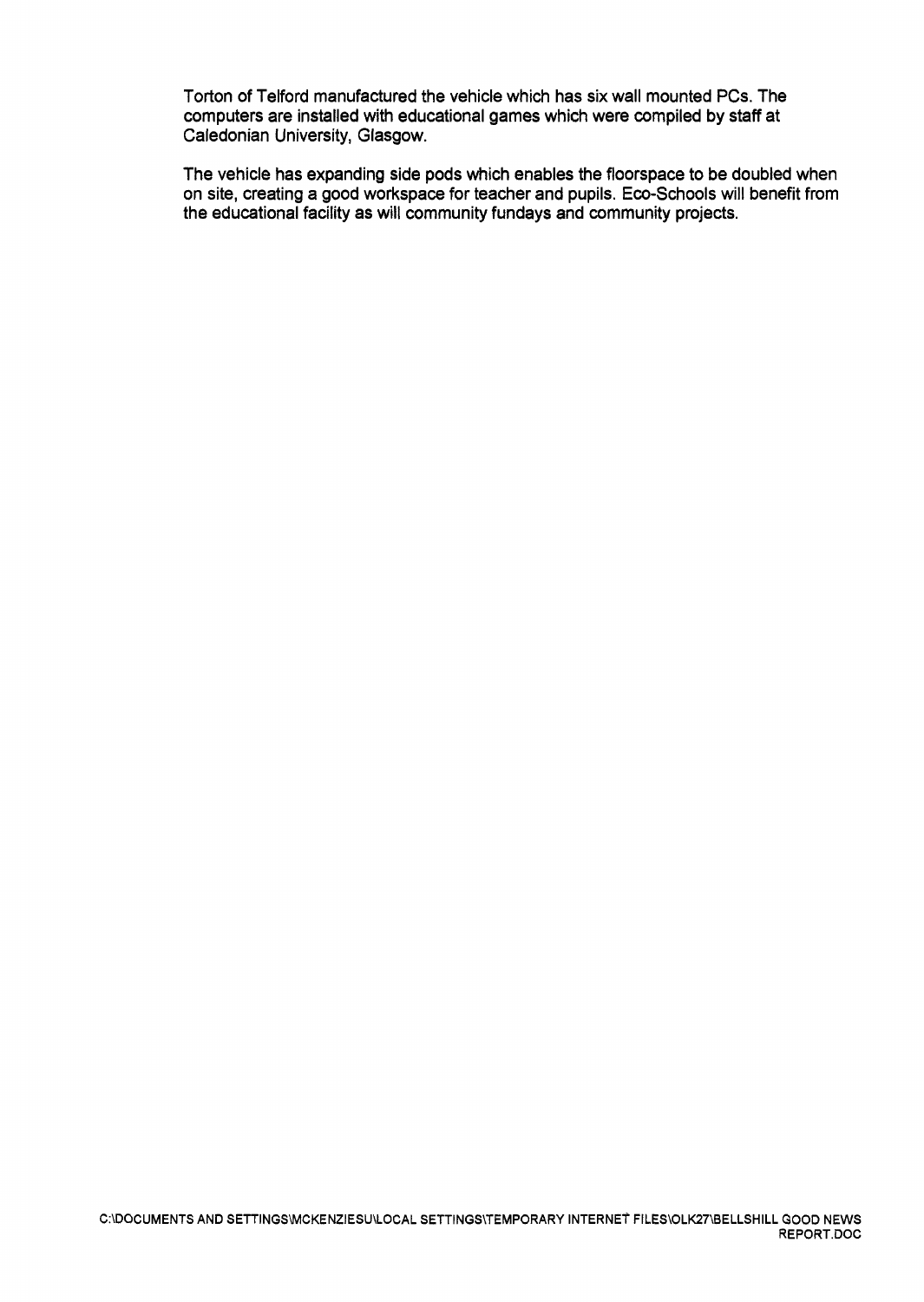Torton of Telford manufactured the vehicle which has six wall mounted PCs. The computers are installed with educational games which were compiled by staff at Caledonian University, Glasgow.

The vehicle has expanding side pods which enables the floorspace to be doubled when on site, creating a good workspace for teacher and pupils. Eco-Schools will benefit from the educational facility as will community fundays and community projects.